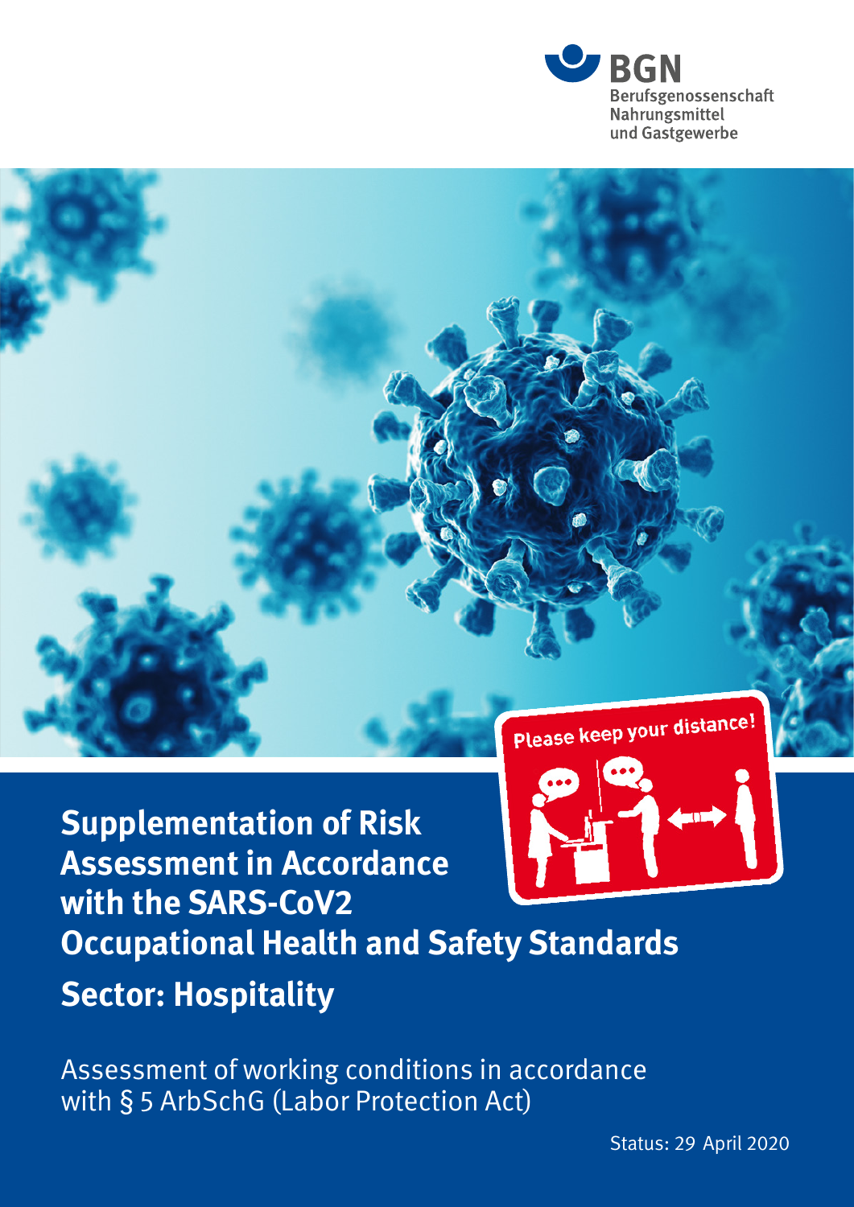BGN
Berufsgenossenschaft
Nahrungsmittel
und Gastgewerbe

Please keep your distance!

# Supplementation of Risk Assessment in Accordance with the SARS-CoV2 Occupational Health and Safety Standards

## Sector: Hospitality

Assessment of working conditions in accordance with § 5 ArbSchG (Labor Protection Act)

Status: 29 April 2020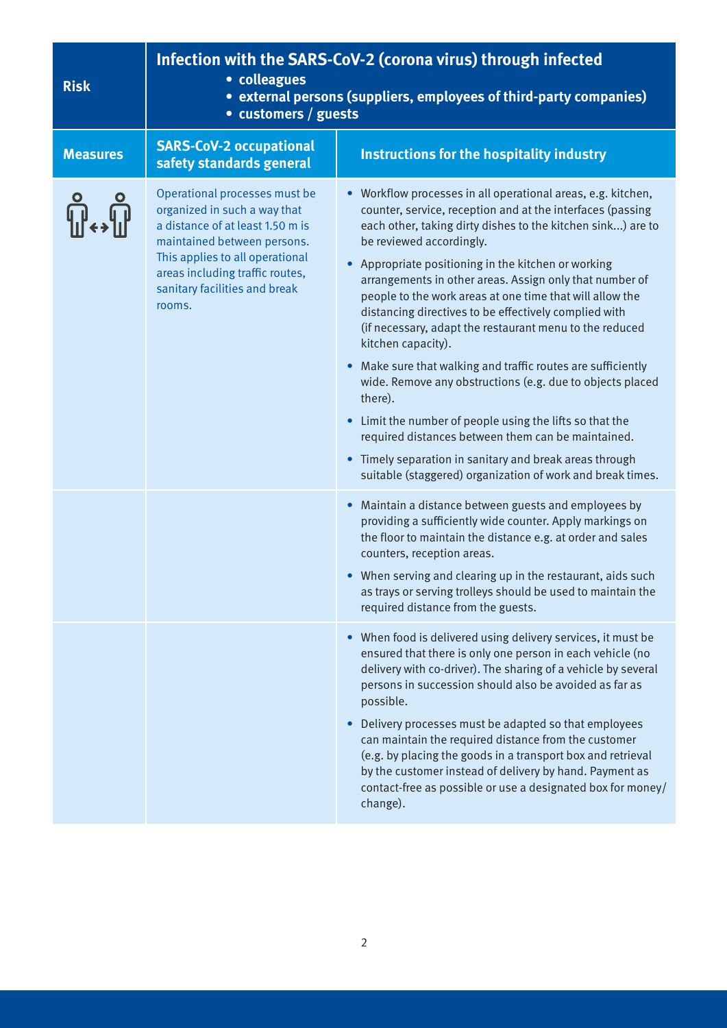| Risk | Infection with the SARS-CoV-2 (corona virus) through infected<br>• colleagues<br>• external persons (suppliers, employees of third-party companies)<br>• customers / guests | |
|---|---|---|
| **Measures** | **SARS-CoV-2 occupational safety standards general** | **Instructions for the hospitality industry** |
| | Operational processes must be organized in such a way that a distance of at least 1.50 m is maintained between persons. This applies to all operational areas including traffic routes, sanitary facilities and break rooms. | • Workflow processes in all operational areas, e.g. kitchen, counter, service, reception and at the interfaces (passing each other, taking dirty dishes to the kitchen sink…) are to be reviewed accordingly.<br>• Appropriate positioning in the kitchen or working arrangements in other areas. Assign only that number of people to the work areas at one time that will allow the distancing directives to be effectively complied with (if necessary, adapt the restaurant menu to the reduced kitchen capacity).<br>• Make sure that walking and traffic routes are sufficiently wide. Remove any obstructions (e.g. due to objects placed there).<br>• Limit the number of people using the lifts so that the required distances between them can be maintained.<br>• Timely separation in sanitary and break areas through suitable (staggered) organization of work and break times. |
| | | • Maintain a distance between guests and employees by providing a sufficiently wide counter. Apply markings on the floor to maintain the distance e.g. at order and sales counters, reception areas.<br>• When serving and clearing up in the restaurant, aids such as trays or serving trolleys should be used to maintain the required distance from the guests. |
| | | • When food is delivered using delivery services, it must be ensured that there is only one person in each vehicle (no delivery with co-driver). The sharing of a vehicle by several persons in succession should also be avoided as far as possible.<br>• Delivery processes must be adapted so that employees can maintain the required distance from the customer (e.g. by placing the goods in a transport box and retrieval by the customer instead of delivery by hand. Payment as contact-free as possible or use a designated box for money/change). |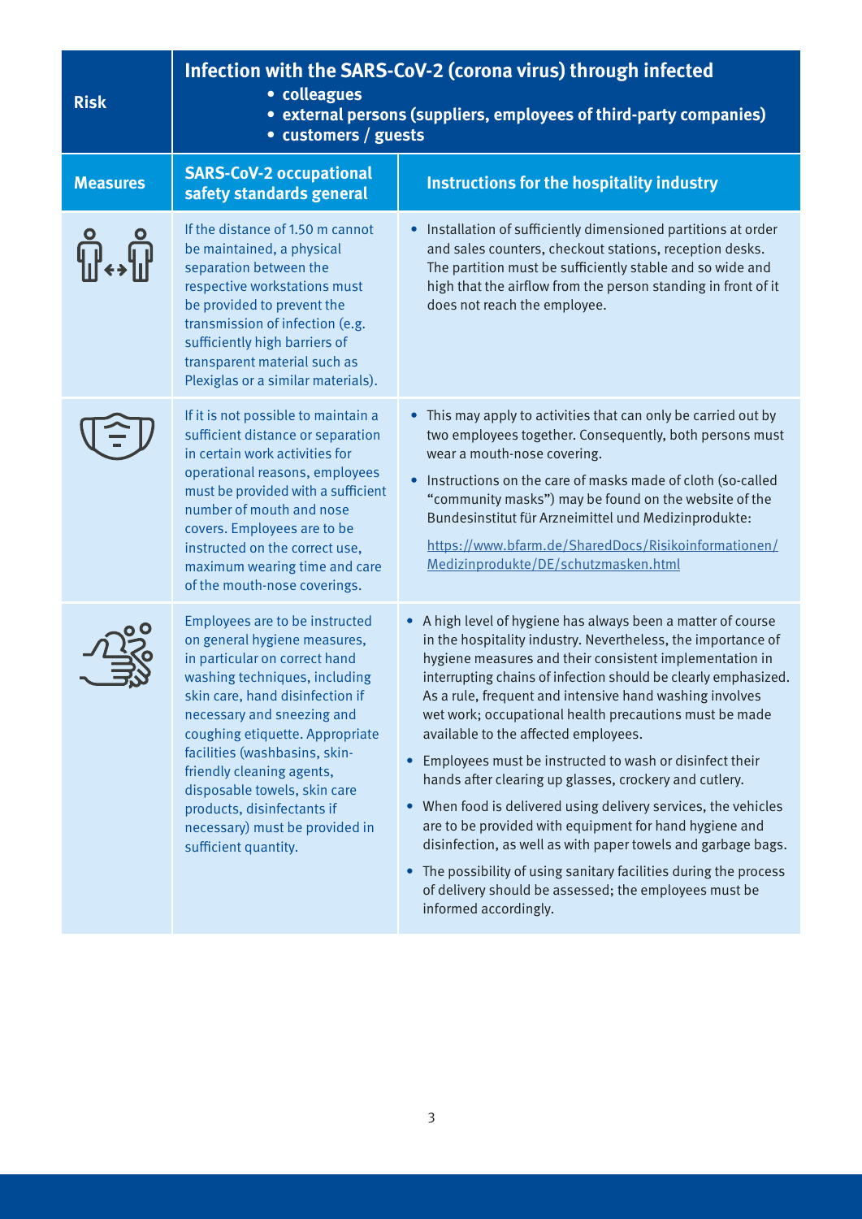| Risk | Infection with the SARS-CoV-2 (corona virus) through infected<br>• colleagues<br>• external persons (suppliers, employees of third-party companies)<br>• customers / guests | |
|---|---|---|
| **Measures** | **SARS-CoV-2 occupational safety standards general** | **Instructions for the hospitality industry** |
| | If the distance of 1.50 m cannot be maintained, a physical separation between the respective workstations must be provided to prevent the transmission of infection (e.g. sufficiently high barriers of transparent material such as Plexiglas or a similar materials). | • Installation of sufficiently dimensioned partitions at order and sales counters, checkout stations, reception desks. The partition must be sufficiently stable and so wide and high that the airflow from the person standing in front of it does not reach the employee. |
| | If it is not possible to maintain a sufficient distance or separation in certain work activities for operational reasons, employees must be provided with a sufficient number of mouth and nose covers. Employees are to be instructed on the correct use, maximum wearing time and care of the mouth-nose coverings. | • This may apply to activities that can only be carried out by two employees together. Consequently, both persons must wear a mouth-nose covering.<br>• Instructions on the care of masks made of cloth (so-called "community masks") may be found on the website of the Bundesinstitut für Arzneimittel und Medizinprodukte:<br>https://www.bfarm.de/SharedDocs/Risikoinformationen/Medizinprodukte/DE/schutzmasken.html |
| | Employees are to be instructed on general hygiene measures, in particular on correct hand washing techniques, including skin care, hand disinfection if necessary and sneezing and coughing etiquette. Appropriate facilities (washbasins, skin-friendly cleaning agents, disposable towels, skin care products, disinfectants if necessary) must be provided in sufficient quantity. | • A high level of hygiene has always been a matter of course in the hospitality industry. Nevertheless, the importance of hygiene measures and their consistent implementation in interrupting chains of infection should be clearly emphasized. As a rule, frequent and intensive hand washing involves wet work; occupational health precautions must be made available to the affected employees.<br>• Employees must be instructed to wash or disinfect their hands after clearing up glasses, crockery and cutlery.<br>• When food is delivered using delivery services, the vehicles are to be provided with equipment for hand hygiene and disinfection, as well as with paper towels and garbage bags.<br>• The possibility of using sanitary facilities during the process of delivery should be assessed; the employees must be informed accordingly. |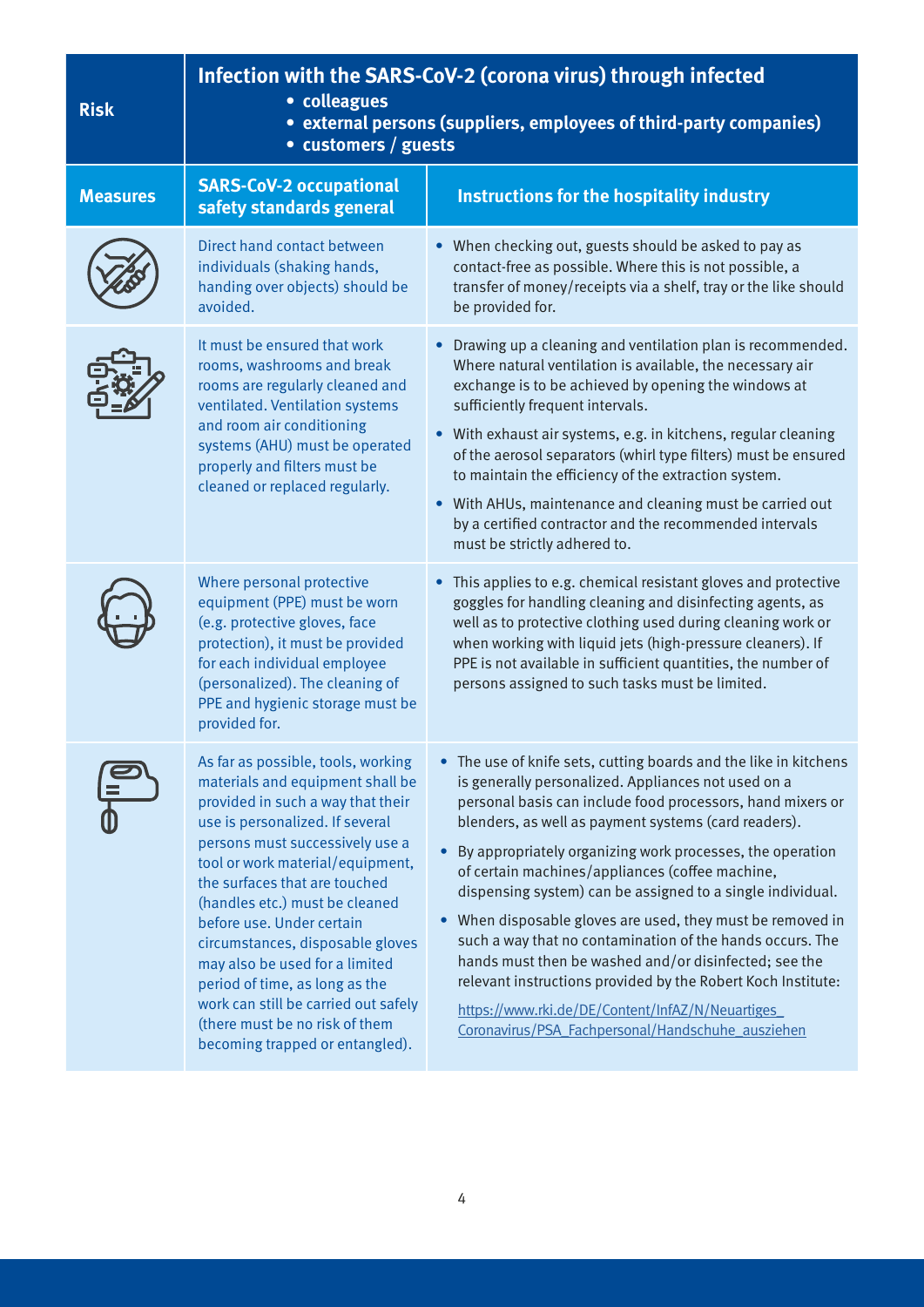| Risk | Infection with the SARS-CoV-2 (corona virus) through infected<br>• colleagues<br>• external persons (suppliers, employees of third-party companies)<br>• customers / guests | |
|---|---|---|
| **Measures** | **SARS-CoV-2 occupational safety standards general** | **Instructions for the hospitality industry** |
| | Direct hand contact between individuals (shaking hands, handing over objects) should be avoided. | • When checking out, guests should be asked to pay as contact-free as possible. Where this is not possible, a transfer of money/receipts via a shelf, tray or the like should be provided for. |
| | It must be ensured that work rooms, washrooms and break rooms are regularly cleaned and ventilated. Ventilation systems and room air conditioning systems (AHU) must be operated properly and filters must be cleaned or replaced regularly. | • Drawing up a cleaning and ventilation plan is recommended. Where natural ventilation is available, the necessary air exchange is to be achieved by opening the windows at sufficiently frequent intervals.<br>• With exhaust air systems, e.g. in kitchens, regular cleaning of the aerosol separators (whirl type filters) must be ensured to maintain the efficiency of the extraction system.<br>• With AHUs, maintenance and cleaning must be carried out by a certified contractor and the recommended intervals must be strictly adhered to. |
| | Where personal protective equipment (PPE) must be worn (e.g. protective gloves, face protection), it must be provided for each individual employee (personalized). The cleaning of PPE and hygienic storage must be provided for. | • This applies to e.g. chemical resistant gloves and protective goggles for handling cleaning and disinfecting agents, as well as to protective clothing used during cleaning work or when working with liquid jets (high-pressure cleaners). If PPE is not available in sufficient quantities, the number of persons assigned to such tasks must be limited. |
| | As far as possible, tools, working materials and equipment shall be provided in such a way that their use is personalized. If several persons must successively use a tool or work material/equipment, the surfaces that are touched (handles etc.) must be cleaned before use. Under certain circumstances, disposable gloves may also be used for a limited period of time, as long as the work can still be carried out safely (there must be no risk of them becoming trapped or entangled). | • The use of knife sets, cutting boards and the like in kitchens is generally personalized. Appliances not used on a personal basis can include food processors, hand mixers or blenders, as well as payment systems (card readers).<br>• By appropriately organizing work processes, the operation of certain machines/appliances (coffee machine, dispensing system) can be assigned to a single individual.<br>• When disposable gloves are used, they must be removed in such a way that no contamination of the hands occurs. The hands must then be washed and/or disinfected; see the relevant instructions provided by the Robert Koch Institute:<br>https://www.rki.de/DE/Content/InfAZ/N/Neuartiges_Coronavirus/PSA_Fachpersonal/Handschuhe_ausziehen |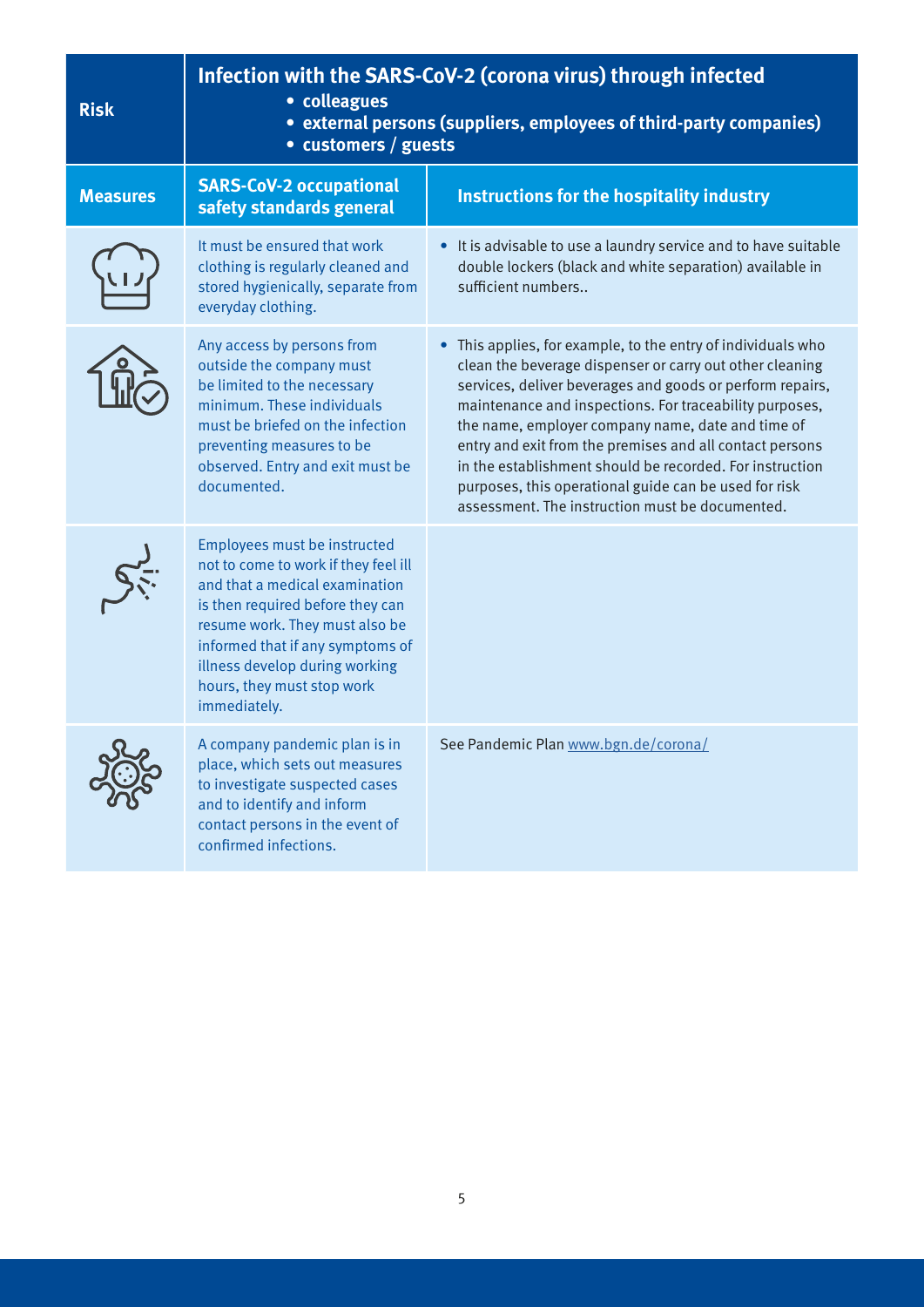| Risk | Infection with the SARS-CoV-2 (corona virus) through infected<br>• colleagues<br>• external persons (suppliers, employees of third-party companies)<br>• customers / guests | |
|---|---|---|
| **Measures** | **SARS-CoV-2 occupational safety standards general** | **Instructions for the hospitality industry** |
| | It must be ensured that work clothing is regularly cleaned and stored hygienically, separate from everyday clothing. | • It is advisable to use a laundry service and to have suitable double lockers (black and white separation) available in sufficient numbers.. |
| | Any access by persons from outside the company must be limited to the necessary minimum. These individuals must be briefed on the infection preventing measures to be observed. Entry and exit must be documented. | • This applies, for example, to the entry of individuals who clean the beverage dispenser or carry out other cleaning services, deliver beverages and goods or perform repairs, maintenance and inspections. For traceability purposes, the name, employer company name, date and time of entry and exit from the premises and all contact persons in the establishment should be recorded. For instruction purposes, this operational guide can be used for risk assessment. The instruction must be documented. |
| | Employees must be instructed not to come to work if they feel ill and that a medical examination is then required before they can resume work. They must also be informed that if any symptoms of illness develop during working hours, they must stop work immediately. | |
| | A company pandemic plan is in place, which sets out measures to investigate suspected cases and to identify and inform contact persons in the event of confirmed infections. | See Pandemic Plan www.bgn.de/corona/ |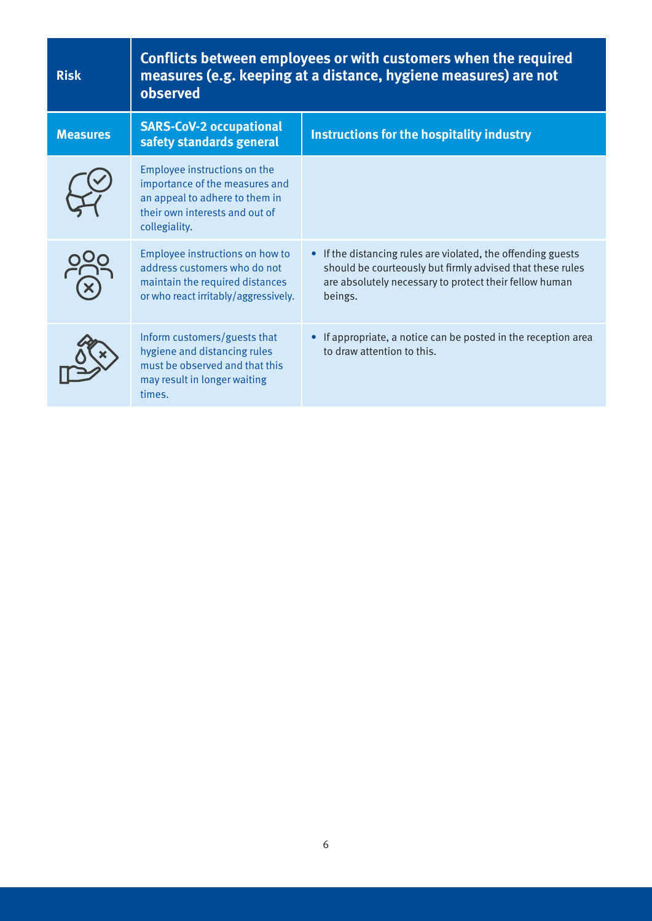| Risk | Conflicts between employees or with customers when the required measures (e.g. keeping at a distance, hygiene measures) are not observed | |
|---|---|---|
| **Measures** | **SARS-CoV-2 occupational safety standards general** | **Instructions for the hospitality industry** |
| | Employee instructions on the importance of the measures and an appeal to adhere to them in their own interests and out of collegiality. | |
| | Employee instructions on how to address customers who do not maintain the required distances or who react irritably/aggressively. | • If the distancing rules are violated, the offending guests should be courteously but firmly advised that these rules are absolutely necessary to protect their fellow human beings. |
| | Inform customers/guests that hygiene and distancing rules must be observed and that this may result in longer waiting times. | • If appropriate, a notice can be posted in the reception area to draw attention to this. |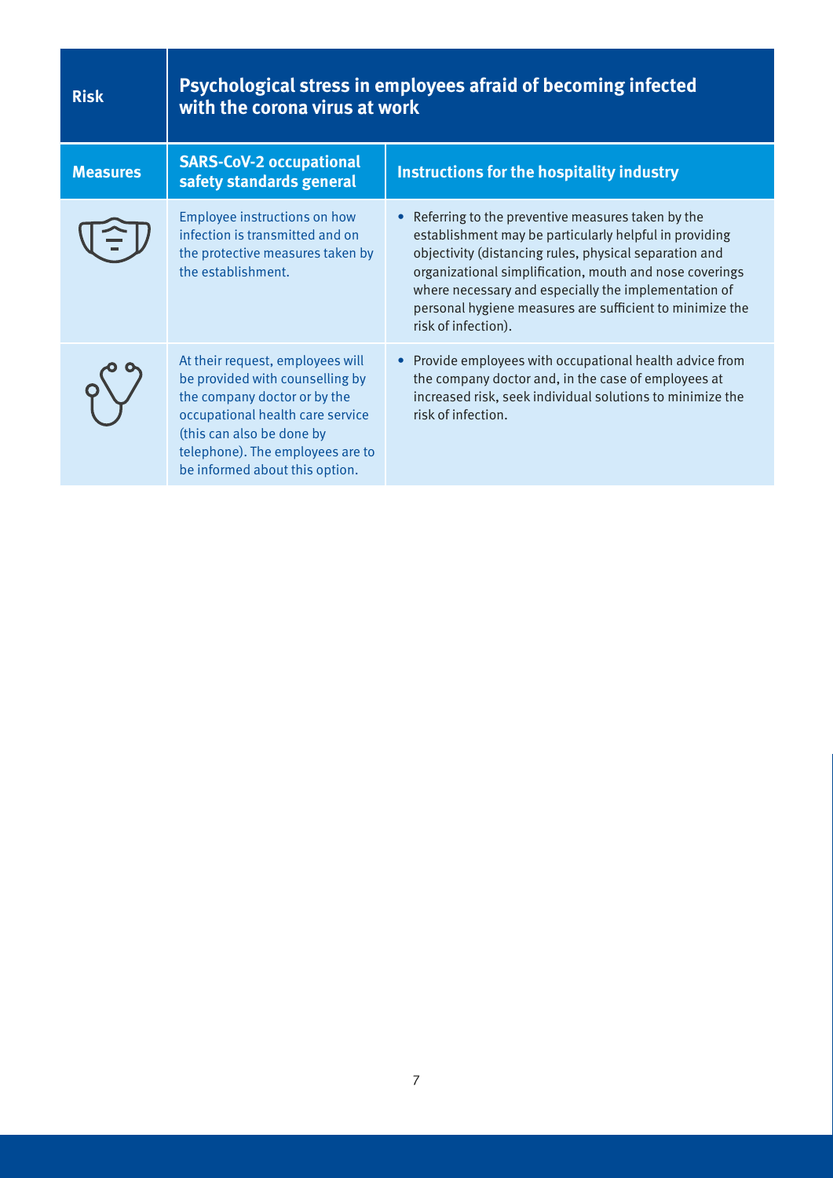| Risk | Psychological stress in employees afraid of becoming infected with the corona virus at work | |
|---|---|---|
| **Measures** | **SARS-CoV-2 occupational safety standards general** | **Instructions for the hospitality industry** |
| | Employee instructions on how infection is transmitted and on the protective measures taken by the establishment. | • Referring to the preventive measures taken by the establishment may be particularly helpful in providing objectivity (distancing rules, physical separation and organizational simplification, mouth and nose coverings where necessary and especially the implementation of personal hygiene measures are sufficient to minimize the risk of infection). |
| | At their request, employees will be provided with counselling by the company doctor or by the occupational health care service (this can also be done by telephone). The employees are to be informed about this option. | • Provide employees with occupational health advice from the company doctor and, in the case of employees at increased risk, seek individual solutions to minimize the risk of infection. |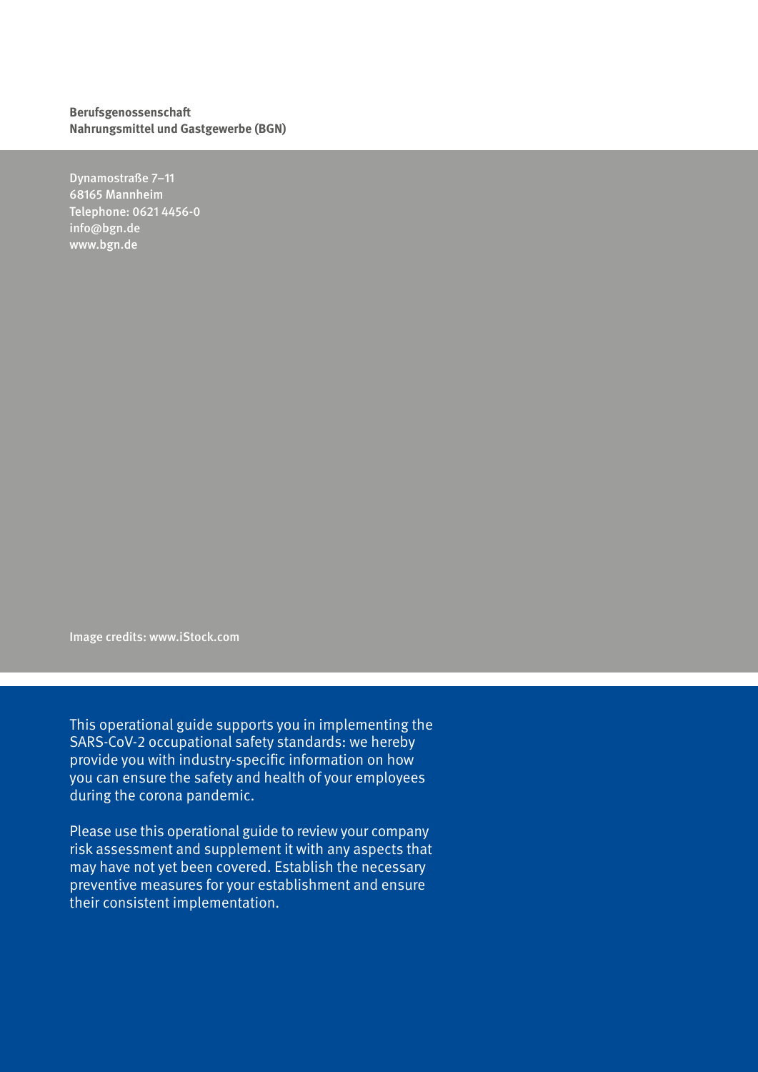**Berufsgenossenschaft**
**Nahrungsmittel und Gastgewerbe (BGN)**

Dynamostraße 7–11
68165 Mannheim
Telephone: 0621 4456-0
info@bgn.de
www.bgn.de

Image credits: www.iStock.com

This operational guide supports you in implementing the SARS-CoV-2 occupational safety standards: we hereby provide you with industry-specific information on how you can ensure the safety and health of your employees during the corona pandemic.

Please use this operational guide to review your company risk assessment and supplement it with any aspects that may have not yet been covered. Establish the necessary preventive measures for your establishment and ensure their consistent implementation.